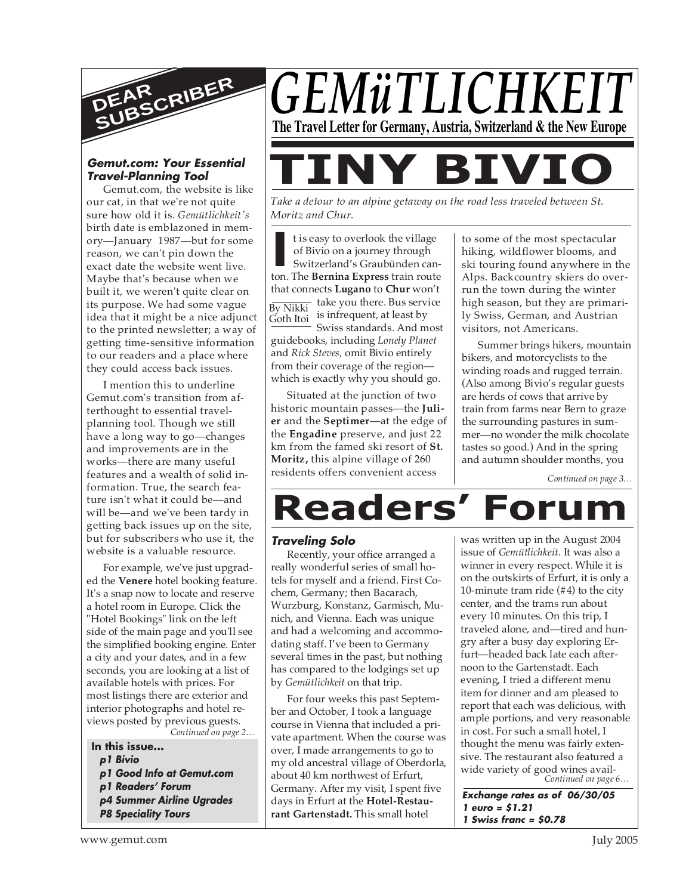# GEMüTLICHKEIT

**The Travel Letter for Germany, Austria, Switzerland & the New Europe**

# TINY BIVIO

*Take a detour to an alpine getaway on the road less traveled between St. Moritz and Chur.*

By Nikki Goth Itoi

It is easy to overlook the village of Bivio on a journey through Switzerland's Graubünden canton. The **Bernina Express** train route that connects **Lugano** to **Chur** won't take you there. Bus service is infrequent, at least by Swiss standards. And most guidebooks, including *Lonely Planet* and *Rick Steves,* omit Bivio entirely from their coverage of the region—which is exactly why you should go.

Situated at the junction of two historic mountain passes—the **Julier** and the **Septimer**—at the edge of the **Engadine** preserve, and just 22 km from the famed ski resort of **St. Moritz,** this alpine village of 260 residents offers convenient access to some of the most spectacular hiking, wildflower blooms, and ski touring found anywhere in the Alps. Backcountry skiers do overrun the town during the winter high season, but they are primarily Swiss, German, and Austrian visitors, not Americans.

Summer brings hikers, mountain bikers, and motorcyclists to the winding roads and rugged terrain. (Also among Bivio's regular guests are herds of cows that arrive by train from farms near Bern to graze the surrounding pastures in summer—no wonder the milk chocolate tastes so good.) And in the spring and autumn shoulder months, you

*Continued on page 3…*

# Readers' Forum

### *Traveling Solo*

Recently, your office arranged a really wonderful series of small hotels for myself and a friend. First Cochem, Germany; then Bacarach, Wurzburg, Konstanz, Garmisch, Munich, and Vienna. Each was unique and had a welcoming and accommodating staff. I've been to Germany several times in the past, but nothing has compared to the lodgings set up by *Gemütlichkeit* on that trip.

For four weeks this past September and October, I took a language course in Vienna that included a private apartment. When the course was over, I made arrangements to go to my old ancestral village of Oberdorla, about 40 km northwest of Erfurt, Germany. After my visit, I spent five days in Erfurt at the **Hotel-Restaurant Gartenstadt.** This small hotel was written up in the August 2004 issue of *Gemütlichkeit*. It was also a winner in every respect. While it is on the outskirts of Erfurt, it is only a 10-minute tram ride (#4) to the city center, and the trams run about every 10 minutes. On this trip, I traveled alone, and—tired and hungry after a busy day exploring Erfurt—headed back late each afternoon to the Gartenstadt. Each evening, I tried a different menu item for dinner and am pleased to report that each was delicious, with ample portions, and very reasonable in cost. For such a small hotel, I thought the menu was fairly extensive. The restaurant also featured a wide variety of good wines avail-

*Continued on page 6…*

# DEAR SUBSCRIBER

### *Gemut.com: Your Essential Travel-Planning Tool*

Gemut.com, the website is like our cat, in that we're not quite sure how old it is. *Gemütlichkeit's* birth date is emblazoned in memory—January 1987—but for some reason, we can't pin down the exact date the website went live. Maybe that's because when we built it, we weren't quite clear on its purpose. We had some vague idea that it might be a nice adjunct to the printed newsletter; a way of getting time-sensitive information to our readers and a place where they could access back issues.

I mention this to underline Gemut.com's transition from afterthought to essential travel-planning tool. Though we still have a long way to go—changes and improvements are in the works—there are many useful features and a wealth of solid information. True, the search feature isn't what it could be—and will be—and we've been tardy in getting back issues up on the site, but for subscribers who use it, the website is a valuable resource.

For example, we've just upgraded the **Venere** hotel booking feature. It's a snap now to locate and reserve a hotel room in Europe. Click the "Hotel Bookings" link on the left side of the main page and you'll see the simplified booking engine. Enter a city and your dates, and in a few seconds, you are looking at a list of available hotels with prices. For most listings there are exterior and interior photographs and hotel reviews posted by previous guests.

*Continued on page 2…*

**In this issue...**

- ***p1 Bivio***
- ***p1 Good Info at Gemut.com***
- ***p1 Readers' Forum***
- ***p4 Summer Airline Ugrades***
- ***P8 Speciality Tours***

***Exchange rates as of 06/30/05***
***1 euro = $1.21***
***1 Swiss franc = $0.78***

www.gemut.com

July 2005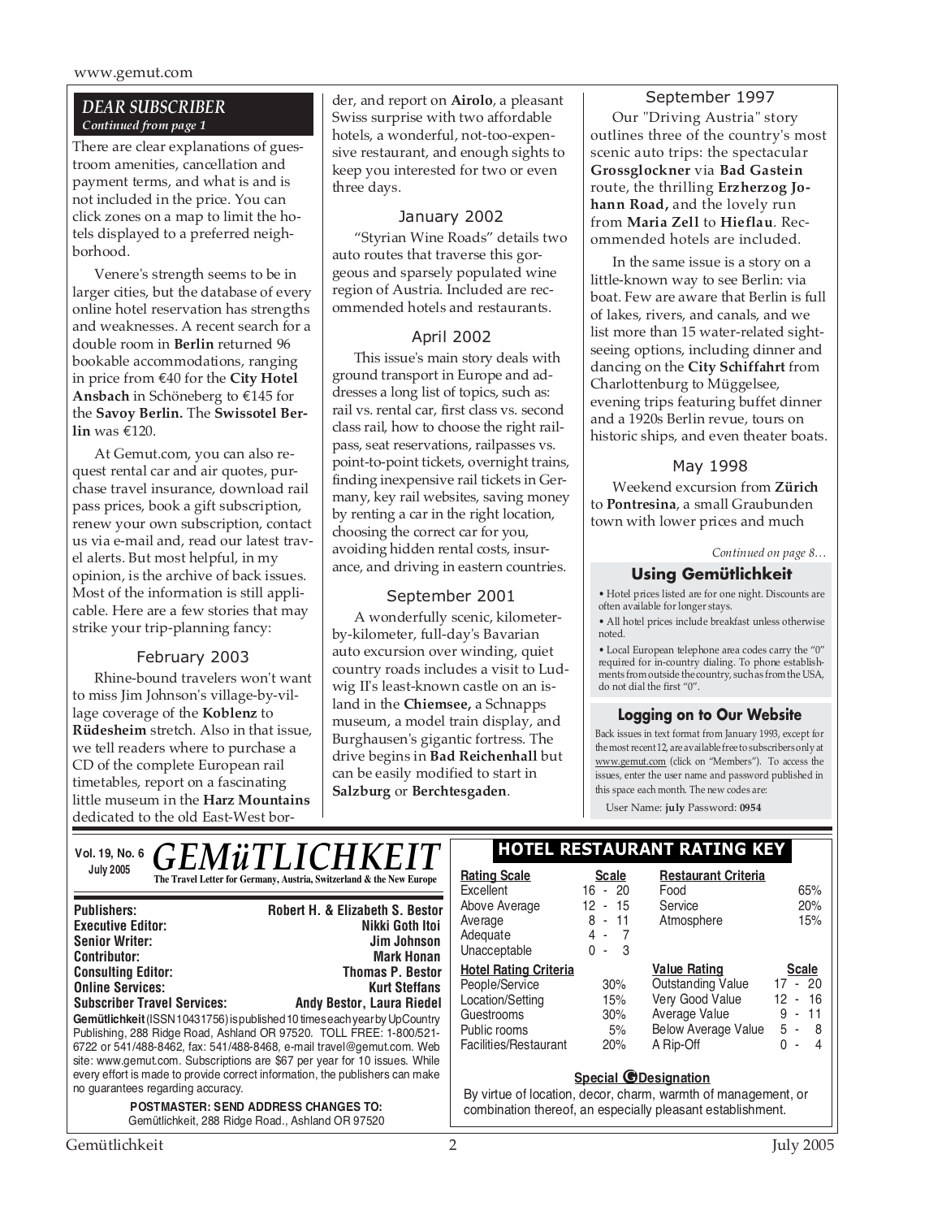## DEAR SUBSCRIBER

*Continued from page 1*

There are clear explanations of guestroom amenities, cancellation and payment terms, and what is and is not included in the price. You can click zones on a map to limit the hotels displayed to a preferred neighborhood.

Venere's strength seems to be in larger cities, but the database of every online hotel reservation has strengths and weaknesses. A recent search for a double room in **Berlin** returned 96 bookable accommodations, ranging in price from €40 for the **City Hotel Ansbach** in Schöneberg to €145 for the **Savoy Berlin.** The **Swissotel Berlin** was €120.

At Gemut.com, you can also request rental car and air quotes, purchase travel insurance, download rail pass prices, book a gift subscription, renew your own subscription, contact us via e-mail and, read our latest travel alerts. But most helpful, in my opinion, is the archive of back issues. Most of the information is still applicable. Here are a few stories that may strike your trip-planning fancy:

### February 2003

Rhine-bound travelers won't want to miss Jim Johnson's village-by-village coverage of the **Koblenz** to **Rüdesheim** stretch. Also in that issue, we tell readers where to purchase a CD of the complete European rail timetables, report on a fascinating little museum in the **Harz Mountains** dedicated to the old East-West border, and report on **Airolo**, a pleasant Swiss surprise with two affordable hotels, a wonderful, not-too-expensive restaurant, and enough sights to keep you interested for two or even three days.

### January 2002

"Styrian Wine Roads" details two auto routes that traverse this gorgeous and sparsely populated wine region of Austria. Included are recommended hotels and restaurants.

### April 2002

This issue's main story deals with ground transport in Europe and addresses a long list of topics, such as: rail vs. rental car, first class vs. second class rail, how to choose the right railpass, seat reservations, railpasses vs. point-to-point tickets, overnight trains, finding inexpensive rail tickets in Germany, key rail websites, saving money by renting a car in the right location, choosing the correct car for you, avoiding hidden rental costs, insurance, and driving in eastern countries.

### September 2001

A wonderfully scenic, kilometer-by-kilometer, full-day's Bavarian auto excursion over winding, quiet country roads includes a visit to Ludwig II's least-known castle on an island in the **Chiemsee,** a Schnapps museum, a model train display, and Burghausen's gigantic fortress. The drive begins in **Bad Reichenhall** but can be easily modified to start in **Salzburg** or **Berchtesgaden**.

### September 1997

Our "Driving Austria" story outlines three of the country's most scenic auto trips: the spectacular **Grossglockner** via **Bad Gastein** route, the thrilling **Erzherzog Johann Road,** and the lovely run from **Maria Zell** to **Hieflau**. Recommended hotels are included.

In the same issue is a story on a little-known way to see Berlin: via boat. Few are aware that Berlin is full of lakes, rivers, and canals, and we list more than 15 water-related sightseeing options, including dinner and dancing on the **City Schiffahrt** from Charlottenburg to Müggelsee, evening trips featuring buffet dinner and a 1920s Berlin revue, tours on historic ships, and even theater boats.

### May 1998

Weekend excursion from **Zürich** to **Pontresina**, a small Graubunden town with lower prices and much

*Continued on page 8…*

### Using Gemütlichkeit

- Hotel prices listed are for one night. Discounts are often available for longer stays.
- All hotel prices include breakfast unless otherwise noted.
- Local European telephone area codes carry the "0" required for in-country dialing. To phone establishments from outside the country, such as from the USA, do not dial the first "0".

### Logging on to Our Website

Back issues in text format from January 1993, except for the most recent 12, are available free to subscribers only at www.gemut.com (click on "Members"). To access the issues, enter the user name and password published in this space each month. The new codes are:

User Name: **july** Password: **0954**

---

**Vol. 19, No. 6**
**July 2005**

# GEMüTLICHKEIT

**The Travel Letter for Germany, Austria, Switzerland & the New Europe**

| | |
|---|---|
| **Publishers:** | **Robert H. & Elizabeth S. Bestor** |
| **Executive Editor:** | **Nikki Goth Itoi** |
| **Senior Writer:** | **Jim Johnson** |
| **Contributor:** | **Mark Honan** |
| **Consulting Editor:** | **Thomas P. Bestor** |
| **Online Services:** | **Kurt Steffans** |
| **Subscriber Travel Services:** | **Andy Bestor, Laura Riedel** |

**Gemütlichkeit** (ISSN 10431756) is published 10 times each year by UpCountry Publishing, 288 Ridge Road, Ashland OR 97520. TOLL FREE: 1-800/521-6722 or 541/488-8462, fax: 541/488-8468, e-mail travel@gemut.com. Web site: www.gemut.com. Subscriptions are $67 per year for 10 issues. While every effort is made to provide correct information, the publishers can make no guarantees regarding accuracy.

**POSTMASTER: SEND ADDRESS CHANGES TO:**
Gemütlichkeit, 288 Ridge Road., Ashland OR 97520

### HOTEL RESTAURANT RATING KEY

| Rating Scale | Scale |
|---|---|
| Excellent | 16 - 20 |
| Above Average | 12 - 15 |
| Average | 8 - 11 |
| Adequate | 4 - 7 |
| Unacceptable | 0 - 3 |

| Restaurant Criteria | |
|---|---|
| Food | 65% |
| Service | 20% |
| Atmosphere | 15% |

| Hotel Rating Criteria | |
|---|---|
| People/Service | 30% |
| Location/Setting | 15% |
| Guestrooms | 30% |
| Public rooms | 5% |
| Facilities/Restaurant | 20% |

| Value Rating | Scale |
|---|---|
| Outstanding Value | 17 - 20 |
| Very Good Value | 12 - 16 |
| Average Value | 9 - 11 |
| Below Average Value | 5 - 8 |
| A Rip-Off | 0 - 4 |

**Special G Designation**

By virtue of location, decor, charm, warmth of management, or combination thereof, an especially pleasant establishment.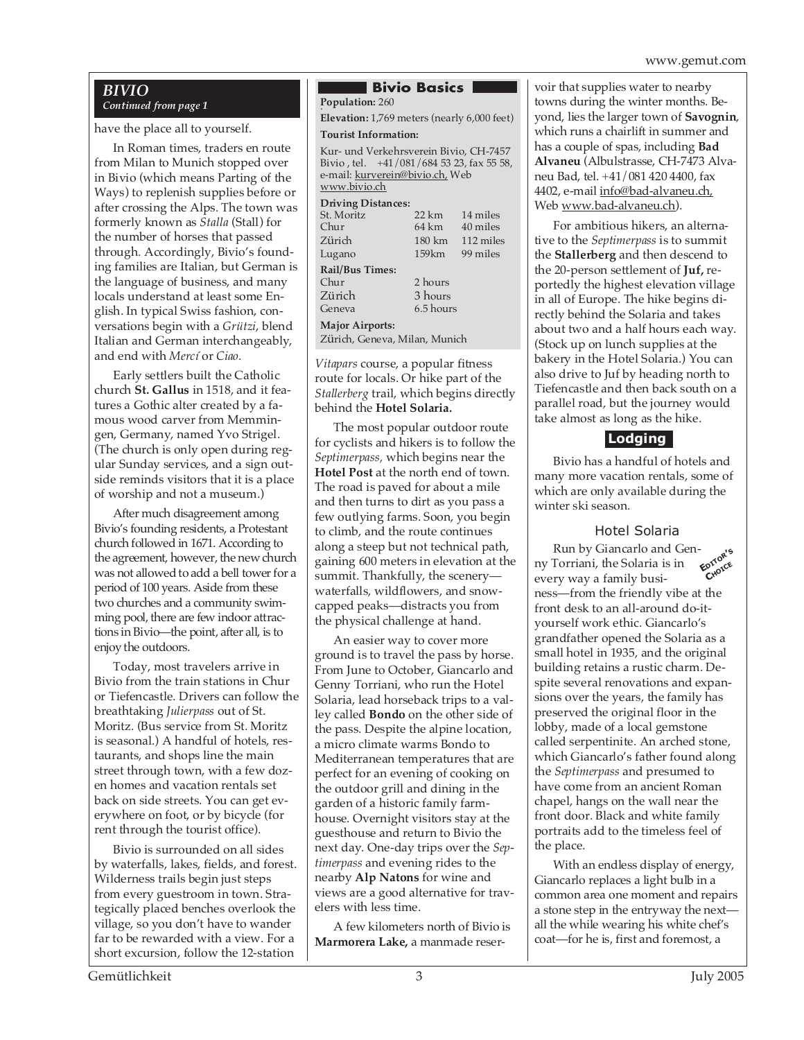## *BIVIO*

*Continued from page 1*

have the place all to yourself.

In Roman times, traders en route from Milan to Munich stopped over in Bivio (which means Parting of the Ways) to replenish supplies before or after crossing the Alps. The town was formerly known as *Stalla* (Stall) for the number of horses that passed through. Accordingly, Bivio's founding families are Italian, but German is the language of business, and many locals understand at least some English. In typical Swiss fashion, conversations begin with a *Grützi*, blend Italian and German interchangeably, and end with *Mercí* or *Ciao*.

Early settlers built the Catholic church **St. Gallus** in 1518, and it features a Gothic alter created by a famous wood carver from Memmingen, Germany, named Yvo Strigel. (The church is only open during regular Sunday services, and a sign outside reminds visitors that it is a place of worship and not a museum.)

After much disagreement among Bivio's founding residents, a Protestant church followed in 1671. According to the agreement, however, the new church was not allowed to add a bell tower for a period of 100 years. Aside from these two churches and a community swimming pool, there are few indoor attractions in Bivio—the point, after all, is to enjoy the outdoors.

Today, most travelers arrive in Bivio from the train stations in Chur or Tiefencastle. Drivers can follow the breathtaking *Julierpass* out of St. Moritz. (Bus service from St. Moritz is seasonal.) A handful of hotels, restaurants, and shops line the main street through town, with a few dozen homes and vacation rentals set back on side streets. You can get everywhere on foot, or by bicycle (for rent through the tourist office).

Bivio is surrounded on all sides by waterfalls, lakes, fields, and forest. Wilderness trails begin just steps from every guestroom in town. Strategically placed benches overlook the village, so you don't have to wander far to be rewarded with a view. For a short excursion, follow the 12-station *Vitapars* course, a popular fitness route for locals. Or hike part of the *Stallerberg* trail, which begins directly behind the **Hotel Solaria.**

The most popular outdoor route for cyclists and hikers is to follow the *Septimerpass,* which begins near the **Hotel Post** at the north end of town. The road is paved for about a mile and then turns to dirt as you pass a few outlying farms. Soon, you begin to climb, and the route continues along a steep but not technical path, gaining 600 meters in elevation at the summit. Thankfully, the scenery—waterfalls, wildflowers, and snow-capped peaks—distracts you from the physical challenge at hand.

An easier way to cover more ground is to travel the pass by horse. From June to October, Giancarlo and Genny Torriani, who run the Hotel Solaria, lead horseback trips to a valley called **Bondo** on the other side of the pass. Despite the alpine location, a micro climate warms Bondo to Mediterranean temperatures that are perfect for an evening of cooking on the outdoor grill and dining in the garden of a historic family farmhouse. Overnight visitors stay at the guesthouse and return to Bivio the next day. One-day trips over the *Septimerpass* and evening rides to the nearby **Alp Natons** for wine and views are a good alternative for travelers with less time.

A few kilometers north of Bivio is **Marmorera Lake,** a manmade reservoir that supplies water to nearby towns during the winter months. Beyond, lies the larger town of **Savognin**, which runs a chairlift in summer and has a couple of spas, including **Bad Alvaneu** (Albulstrasse, CH-7473 Alvaneu Bad, tel. +41/081 420 4400, fax 4402, e-mail info@bad-alvaneu.ch, Web www.bad-alvaneu.ch).

For ambitious hikers, an alternative to the *Septimerpass* is to summit the **Stallerberg** and then descend to the 20-person settlement of **Juf,** reportedly the highest elevation village in all of Europe. The hike begins directly behind the Solaria and takes about two and a half hours each way. (Stock up on lunch supplies at the bakery in the Hotel Solaria.) You can also drive to Juf by heading north to Tiefencastle and then back south on a parallel road, but the journey would take almost as long as the hike.

### Bivio Basics

**Population:** 260

**Elevation:** 1,769 meters (nearly 6,000 feet)

**Tourist Information:**

Kur- und Verkehrsverein Bivio, CH-7457 Bivio , tel. +41/081/684 53 23, fax 55 58, e-mail: kurverein@bivio.ch, Web www.bivio.ch

**Driving Distances:**

| | | |
|---|---|---|
| St. Moritz | 22 km | 14 miles |
| Chur | 64 km | 40 miles |
| Zürich | 180 km | 112 miles |
| Lugano | 159km | 99 miles |

**Rail/Bus Times:**

| | |
|---|---|
| Chur | 2 hours |
| Zürich | 3 hours |
| Geneva | 6.5 hours |

**Major Airports:**
Zürich, Geneva, Milan, Munich

### Lodging

Bivio has a handful of hotels and many more vacation rentals, some of which are only available during the winter ski season.

#### Hotel Solaria

EDITOR'S CHOICE

Run by Giancarlo and Genny Torriani, the Solaria is in every way a family business—from the friendly vibe at the front desk to an all-around do-it-yourself work ethic. Giancarlo's grandfather opened the Solaria as a small hotel in 1935, and the original building retains a rustic charm. Despite several renovations and expansions over the years, the family has preserved the original floor in the lobby, made of a local gemstone called serpentinite. An arched stone, which Giancarlo's father found along the *Septimerpass* and presumed to have come from an ancient Roman chapel, hangs on the wall near the front door. Black and white family portraits add to the timeless feel of the place.

With an endless display of energy, Giancarlo replaces a light bulb in a common area one moment and repairs a stone step in the entryway the next—all the while wearing his white chef's coat—for he is, first and foremost, a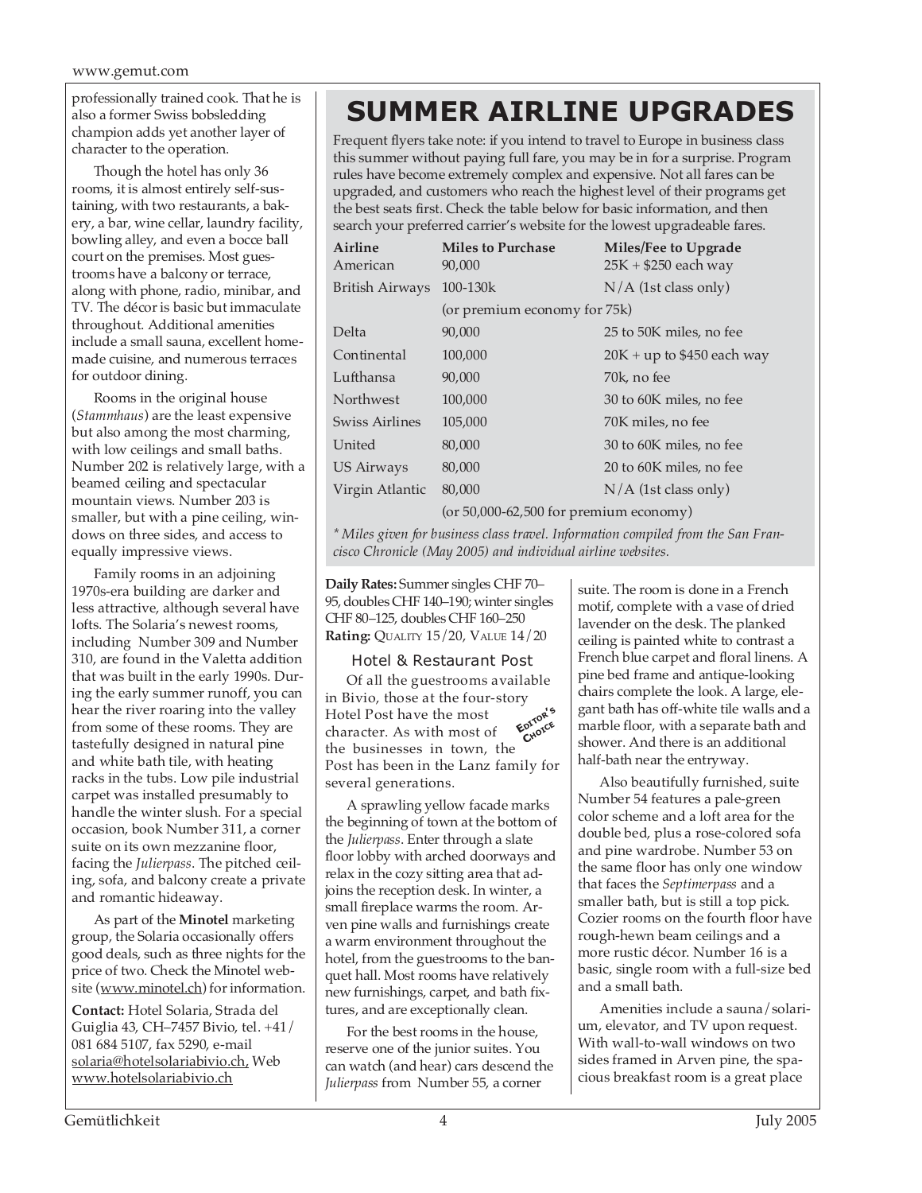professionally trained cook. That he is also a former Swiss bobsledding champion adds yet another layer of character to the operation.

Though the hotel has only 36 rooms, it is almost entirely self-sustaining, with two restaurants, a bakery, a bar, wine cellar, laundry facility, bowling alley, and even a bocce ball court on the premises. Most guestrooms have a balcony or terrace, along with phone, radio, minibar, and TV. The décor is basic but immaculate throughout. Additional amenities include a small sauna, excellent homemade cuisine, and numerous terraces for outdoor dining.

Rooms in the original house (*Stammhaus*) are the least expensive but also among the most charming, with low ceilings and small baths. Number 202 is relatively large, with a beamed ceiling and spectacular mountain views. Number 203 is smaller, but with a pine ceiling, windows on three sides, and access to equally impressive views.

Family rooms in an adjoining 1970s-era building are darker and less attractive, although several have lofts. The Solaria's newest rooms, including Number 309 and Number 310, are found in the Valetta addition that was built in the early 1990s. During the early summer runoff, you can hear the river roaring into the valley from some of these rooms. They are tastefully designed in natural pine and white bath tile, with heating racks in the tubs. Low pile industrial carpet was installed presumably to handle the winter slush. For a special occasion, book Number 311, a corner suite on its own mezzanine floor, facing the *Julierpass*. The pitched ceiling, sofa, and balcony create a private and romantic hideaway.

As part of the **Minotel** marketing group, the Solaria occasionally offers good deals, such as three nights for the price of two. Check the Minotel website (www.minotel.ch) for information.

**Contact:** Hotel Solaria, Strada del Guiglia 43, CH–7457 Bivio, tel. +41/081 684 5107, fax 5290, e-mail solaria@hotelsolariabivio.ch, Web www.hotelsolariabivio.ch

# SUMMER AIRLINE UPGRADES

Frequent flyers take note: if you intend to travel to Europe in business class this summer without paying full fare, you may be in for a surprise. Program rules have become extremely complex and expensive. Not all fares can be upgraded, and customers who reach the highest level of their programs get the best seats first. Check the table below for basic information, and then search your preferred carrier's website for the lowest upgradeable fares.

| Airline | Miles to Purchase | Miles/Fee to Upgrade |
|---|---|---|
| American | 90,000 | 25K + $250 each way |
| British Airways | 100-130k | N/A (1st class only) |
| | (or premium economy for 75k) | |
| Delta | 90,000 | 25 to 50K miles, no fee |
| Continental | 100,000 | 20K + up to $450 each way |
| Lufthansa | 90,000 | 70k, no fee |
| Northwest | 100,000 | 30 to 60K miles, no fee |
| Swiss Airlines | 105,000 | 70K miles, no fee |
| United | 80,000 | 30 to 60K miles, no fee |
| US Airways | 80,000 | 20 to 60K miles, no fee |
| Virgin Atlantic | 80,000 | N/A (1st class only) |
| | (or 50,000-62,500 for premium economy) | |

*\* Miles given for business class travel. Information compiled from the San Francisco Chronicle (May 2005) and individual airline websites.*

**Daily Rates:** Summer singles CHF 70–95, doubles CHF 140–190; winter singles CHF 80–125, doubles CHF 160–250
**Rating:** QUALITY 15/20, VALUE 14/20

### Hotel & Restaurant Post

EDITOR'S CHOICE

Of all the guestrooms available in Bivio, those at the four-story Hotel Post have the most character. As with most of the businesses in town, the Post has been in the Lanz family for several generations.

A sprawling yellow facade marks the beginning of town at the bottom of the *Julierpass*. Enter through a slate floor lobby with arched doorways and relax in the cozy sitting area that adjoins the reception desk. In winter, a small fireplace warms the room. Arven pine walls and furnishings create a warm environment throughout the hotel, from the guestrooms to the banquet hall. Most rooms have relatively new furnishings, carpet, and bath fixtures, and are exceptionally clean.

For the best rooms in the house, reserve one of the junior suites. You can watch (and hear) cars descend the *Julierpass* from Number 55, a corner suite. The room is done in a French motif, complete with a vase of dried lavender on the desk. The planked ceiling is painted white to contrast a French blue carpet and floral linens. A pine bed frame and antique-looking chairs complete the look. A large, elegant bath has off-white tile walls and a marble floor, with a separate bath and shower. And there is an additional half-bath near the entryway.

Also beautifully furnished, suite Number 54 features a pale-green color scheme and a loft area for the double bed, plus a rose-colored sofa and pine wardrobe. Number 53 on the same floor has only one window that faces the *Septimerpass* and a smaller bath, but is still a top pick. Cozier rooms on the fourth floor have rough-hewn beam ceilings and a more rustic décor. Number 16 is a basic, single room with a full-size bed and a small bath.

Amenities include a sauna/solarium, elevator, and TV upon request. With wall-to-wall windows on two sides framed in Arven pine, the spacious breakfast room is a great place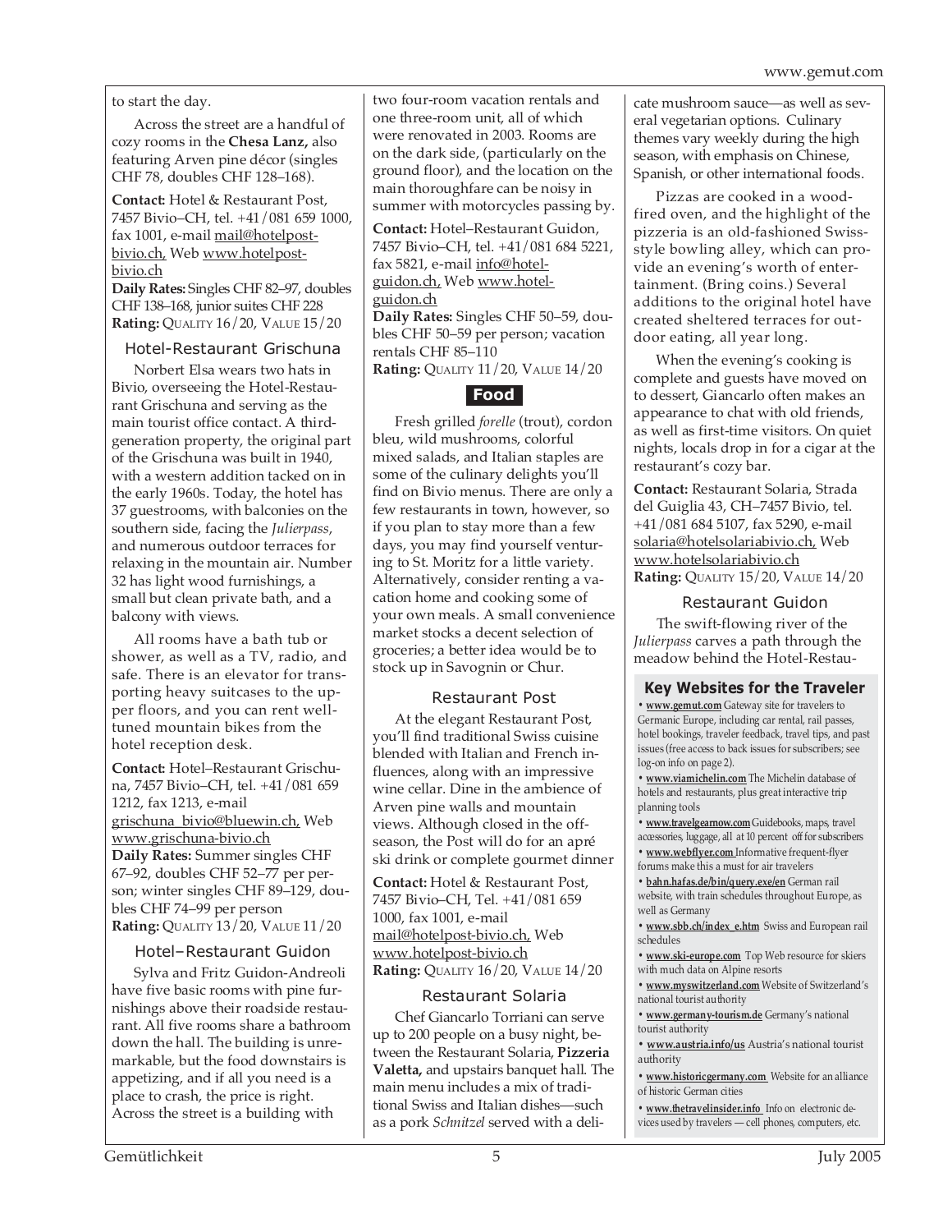to start the day.

Across the street are a handful of cozy rooms in the **Chesa Lanz,** also featuring Arven pine décor (singles CHF 78, doubles CHF 128–168).

**Contact:** Hotel & Restaurant Post, 7457 Bivio–CH, tel. +41/081 659 1000, fax 1001, e-mail mail@hotelpost-bivio.ch, Web www.hotelpost-bivio.ch
**Daily Rates:** Singles CHF 82–97, doubles CHF 138–168, junior suites CHF 228
**Rating:** QUALITY 16/20, VALUE 15/20

### Hotel-Restaurant Grischuna

Norbert Elsa wears two hats in Bivio, overseeing the Hotel-Restaurant Grischuna and serving as the main tourist office contact. A third-generation property, the original part of the Grischuna was built in 1940, with a western addition tacked on in the early 1960s. Today, the hotel has 37 guestrooms, with balconies on the southern side, facing the *Julierpass*, and numerous outdoor terraces for relaxing in the mountain air. Number 32 has light wood furnishings, a small but clean private bath, and a balcony with views.

All rooms have a bath tub or shower, as well as a TV, radio, and safe. There is an elevator for transporting heavy suitcases to the upper floors, and you can rent well-tuned mountain bikes from the hotel reception desk.

**Contact:** Hotel–Restaurant Grischuna, 7457 Bivio–CH, tel. +41/081 659 1212, fax 1213, e-mail grischuna_bivio@bluewin.ch, Web www.grischuna-bivio.ch
**Daily Rates:** Summer singles CHF 67–92, doubles CHF 52–77 per person; winter singles CHF 89–129, doubles CHF 74–99 per person
**Rating:** QUALITY 13/20, VALUE 11/20

### Hotel–Restaurant Guidon

Sylva and Fritz Guidon-Andreoli have five basic rooms with pine furnishings above their roadside restaurant. All five rooms share a bathroom down the hall. The building is unremarkable, but the food downstairs is appetizing, and if all you need is a place to crash, the price is right. Across the street is a building with two four-room vacation rentals and one three-room unit, all of which were renovated in 2003. Rooms are on the dark side, (particularly on the ground floor), and the location on the main thoroughfare can be noisy in summer with motorcycles passing by.

**Contact:** Hotel–Restaurant Guidon, 7457 Bivio–CH, tel. +41/081 684 5221, fax 5821, e-mail info@hotel-guidon.ch, Web www.hotel-guidon.ch
**Daily Rates:** Singles CHF 50–59, doubles CHF 50–59 per person; vacation rentals CHF 85–110
**Rating:** QUALITY 11/20, VALUE 14/20

## Food

Fresh grilled *forelle* (trout), cordon bleu, wild mushrooms, colorful mixed salads, and Italian staples are some of the culinary delights you'll find on Bivio menus. There are only a few restaurants in town, however, so if you plan to stay more than a few days, you may find yourself venturing to St. Moritz for a little variety. Alternatively, consider renting a vacation home and cooking some of your own meals. A small convenience market stocks a decent selection of groceries; a better idea would be to stock up in Savognin or Chur.

### Restaurant Post

At the elegant Restaurant Post, you'll find traditional Swiss cuisine blended with Italian and French influences, along with an impressive wine cellar. Dine in the ambience of Arven pine walls and mountain views. Although closed in the off-season, the Post will do for an apré ski drink or complete gourmet dinner

**Contact:** Hotel & Restaurant Post, 7457 Bivio–CH, Tel. +41/081 659 1000, fax 1001, e-mail mail@hotelpost-bivio.ch, Web www.hotelpost-bivio.ch
**Rating:** QUALITY 16/20, VALUE 14/20

### Restaurant Solaria

Chef Giancarlo Torriani can serve up to 200 people on a busy night, between the Restaurant Solaria, **Pizzeria Valetta,** and upstairs banquet hall. The main menu includes a mix of traditional Swiss and Italian dishes—such as a pork *Schnitzel* served with a delicate mushroom sauce—as well as several vegetarian options. Culinary themes vary weekly during the high season, with emphasis on Chinese, Spanish, or other international foods.

Pizzas are cooked in a wood-fired oven, and the highlight of the pizzeria is an old-fashioned Swiss-style bowling alley, which can provide an evening's worth of entertainment. (Bring coins.) Several additions to the original hotel have created sheltered terraces for outdoor eating, all year long.

When the evening's cooking is complete and guests have moved on to dessert, Giancarlo often makes an appearance to chat with old friends, as well as first-time visitors. On quiet nights, locals drop in for a cigar at the restaurant's cozy bar.

**Contact:** Restaurant Solaria, Strada del Guiglia 43, CH–7457 Bivio, tel. +41/081 684 5107, fax 5290, e-mail solaria@hotelsolariabivio.ch, Web www.hotelsolariabivio.ch
**Rating:** QUALITY 15/20, VALUE 14/20

### Restaurant Guidon

The swift-flowing river of the *Julierpass* carves a path through the meadow behind the Hotel-Restau-

**Key Websites for the Traveler**

- **www.gemut.com** Gateway site for travelers to Germanic Europe, including car rental, rail passes, hotel bookings, traveler feedback, travel tips, and past issues (free access to back issues for subscribers; see log-on info on page 2).
- **www.viamichelin.com** The Michelin database of hotels and restaurants, plus great interactive trip planning tools
- **www.travelgearnow.com** Guidebooks, maps, travel accessories, luggage, all at 10 percent off for subscribers
- **www.webflyer.com** Informative frequent-flyer forums make this a must for air travelers
- **bahn.hafas.de/bin/query.exe/en** German rail website, with train schedules throughout Europe, as well as Germany
- **www.sbb.ch/index_e.htm** Swiss and European rail schedules
- **www.ski-europe.com** Top Web resource for skiers with much data on Alpine resorts
- **www.myswitzerland.com** Website of Switzerland's national tourist authority
- **www.germany-tourism.de** Germany's national tourist authority
- **www.austria.info/us** Austria's national tourist authority
- **www.historicgermany.com** Website for an alliance of historic German cities
- **www.thetravelinsider.info** Info on electronic devices used by travelers — cell phones, computers, etc.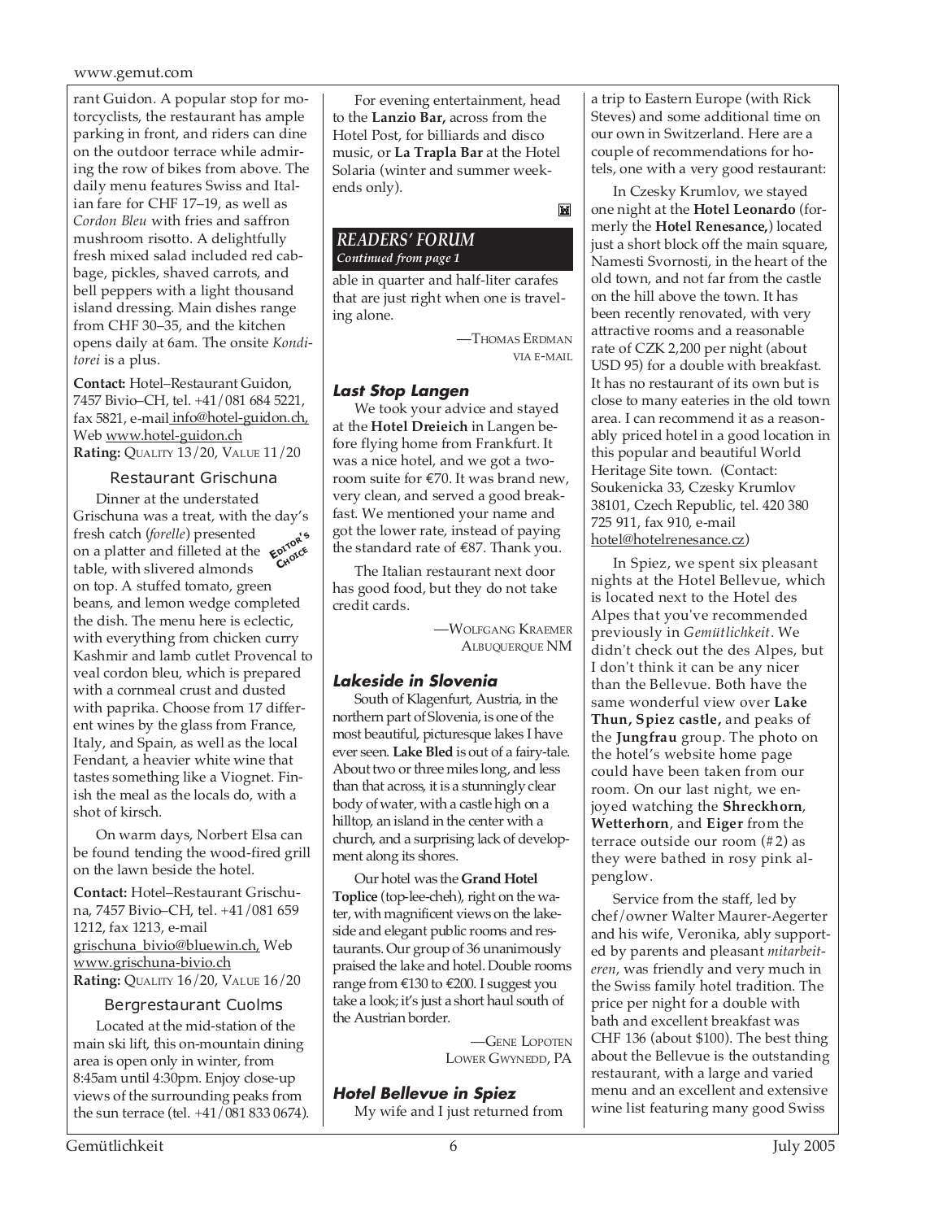rant Guidon. A popular stop for motorcyclists, the restaurant has ample parking in front, and riders can dine on the outdoor terrace while admiring the row of bikes from above. The daily menu features Swiss and Italian fare for CHF 17–19, as well as *Cordon Bleu* with fries and saffron mushroom risotto. A delightfully fresh mixed salad included red cabbage, pickles, shaved carrots, and bell peppers with a light thousand island dressing. Main dishes range from CHF 30–35, and the kitchen opens daily at 6am. The onsite *Konditorei* is a plus.

**Contact:** Hotel–Restaurant Guidon, 7457 Bivio–CH, tel. +41/081 684 5221, fax 5821, e-mail info@hotel-guidon.ch, Web www.hotel-guidon.ch
**Rating:** QUALITY 13/20, VALUE 11/20

### Restaurant Grischuna

EDITOR'S CHOICE

Dinner at the understated Grischuna was a treat, with the day's fresh catch (*forelle*) presented on a platter and filleted at the table, with slivered almonds on top. A stuffed tomato, green beans, and lemon wedge completed the dish. The menu here is eclectic, with everything from chicken curry Kashmir and lamb cutlet Provencal to veal cordon bleu, which is prepared with a cornmeal crust and dusted with paprika. Choose from 17 different wines by the glass from France, Italy, and Spain, as well as the local Fendant, a heavier white wine that tastes something like a Viognet. Finish the meal as the locals do, with a shot of kirsch.

On warm days, Norbert Elsa can be found tending the wood-fired grill on the lawn beside the hotel.

**Contact:** Hotel–Restaurant Grischuna, 7457 Bivio–CH, tel. +41/081 659 1212, fax 1213, e-mail grischuna_bivio@bluewin.ch, Web www.grischuna-bivio.ch
**Rating:** QUALITY 16/20, VALUE 16/20

### Bergrestaurant Cuolms

Located at the mid-station of the main ski lift, this on-mountain dining area is open only in winter, from 8:45am until 4:30pm. Enjoy close-up views of the surrounding peaks from the sun terrace (tel. +41/081 833 0674).

For evening entertainment, head to the **Lanzio Bar,** across from the Hotel Post, for billiards and disco music, or **La Trapla Bar** at the Hotel Solaria (winter and summer weekends only).

## *READERS' FORUM*

*Continued from page 1*

able in quarter and half-liter carafes that are just right when one is traveling alone.

—THOMAS ERDMAN
VIA E-MAIL

### *Last Stop Langen*

We took your advice and stayed at the **Hotel Dreieich** in Langen before flying home from Frankfurt. It was a nice hotel, and we got a two-room suite for €70. It was brand new, very clean, and served a good breakfast. We mentioned your name and got the lower rate, instead of paying the standard rate of €87. Thank you.

The Italian restaurant next door has good food, but they do not take credit cards.

—WOLFGANG KRAEMER
ALBUQUERQUE NM

### *Lakeside in Slovenia*

South of Klagenfurt, Austria, in the northern part of Slovenia, is one of the most beautiful, picturesque lakes I have ever seen. **Lake Bled** is out of a fairy-tale. About two or three miles long, and less than that across, it is a stunningly clear body of water, with a castle high on a hilltop, an island in the center with a church, and a surprising lack of development along its shores.

Our hotel was the **Grand Hotel Toplice** (top-lee-cheh), right on the water, with magnificent views on the lakeside and elegant public rooms and restaurants. Our group of 36 unanimously praised the lake and hotel. Double rooms range from €130 to €200. I suggest you take a look; it's just a short haul south of the Austrian border.

—GENE LOPOTEN
LOWER GWYNEDD, PA

### *Hotel Bellevue in Spiez*

My wife and I just returned from a trip to Eastern Europe (with Rick Steves) and some additional time on our own in Switzerland. Here are a couple of recommendations for hotels, one with a very good restaurant:

In Czesky Krumlov, we stayed one night at the **Hotel Leonardo** (formerly the **Hotel Renesance,**) located just a short block off the main square, Namesti Svornosti, in the heart of the old town, and not far from the castle on the hill above the town. It has been recently renovated, with very attractive rooms and a reasonable rate of CZK 2,200 per night (about USD 95) for a double with breakfast. It has no restaurant of its own but is close to many eateries in the old town area. I can recommend it as a reasonably priced hotel in a good location in this popular and beautiful World Heritage Site town. (Contact: Soukenicka 33, Czesky Krumlov 38101, Czech Republic, tel. 420 380 725 911, fax 910, e-mail hotel@hotelrenesance.cz)

In Spiez, we spent six pleasant nights at the Hotel Bellevue, which is located next to the Hotel des Alpes that you've recommended previously in *Gemütlichkeit*. We didn't check out the des Alpes, but I don't think it can be any nicer than the Bellevue. Both have the same wonderful view over **Lake Thun, Spiez castle,** and peaks of the **Jungfrau** group. The photo on the hotel's website home page could have been taken from our room. On our last night, we enjoyed watching the **Shreckhorn**, **Wetterhorn**, and **Eiger** from the terrace outside our room (#2) as they were bathed in rosy pink alpenglow.

Service from the staff, led by chef/owner Walter Maurer-Aegerter and his wife, Veronika, ably supported by parents and pleasant *mitarbeiteren*, was friendly and very much in the Swiss family hotel tradition. The price per night for a double with bath and excellent breakfast was CHF 136 (about $100). The best thing about the Bellevue is the outstanding restaurant, with a large and varied menu and an excellent and extensive wine list featuring many good Swiss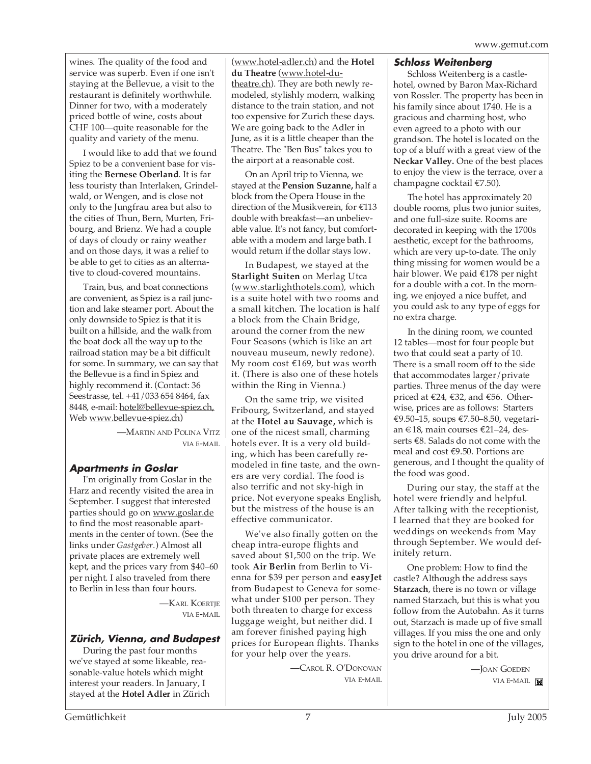wines. The quality of the food and service was superb. Even if one isn't staying at the Bellevue, a visit to the restaurant is definitely worthwhile. Dinner for two, with a moderately priced bottle of wine, costs about CHF 100—quite reasonable for the quality and variety of the menu.

I would like to add that we found Spiez to be a convenient base for visiting the **Bernese Oberland**. It is far less touristy than Interlaken, Grindelwald, or Wengen, and is close not only to the Jungfrau area but also to the cities of Thun, Bern, Murten, Fribourg, and Brienz. We had a couple of days of cloudy or rainy weather and on those days, it was a relief to be able to get to cities as an alternative to cloud-covered mountains.

Train, bus, and boat connections are convenient, as Spiez is a rail junction and lake steamer port. About the only downside to Spiez is that it is built on a hillside, and the walk from the boat dock all the way up to the railroad station may be a bit difficult for some. In summary, we can say that the Bellevue is a find in Spiez and highly recommend it. (Contact: 36 Seestrasse, tel. +41/033 654 8464, fax 8448, e-mail: hotel@bellevue-spiez.ch, Web www.bellevue-spiez.ch)

—Martin and Polina Vitz
via e-mail

### Apartments in Goslar

I'm originally from Goslar in the Harz and recently visited the area in September. I suggest that interested parties should go on www.goslar.de to find the most reasonable apartments in the center of town. (See the links under *Gastgeber*.) Almost all private places are extremely well kept, and the prices vary from $40–60 per night. I also traveled from there to Berlin in less than four hours.

—Karl Koertje
via e-mail

### Zürich, Vienna, and Budapest

During the past four months we've stayed at some likeable, reasonable-value hotels which might interest your readers. In January, I stayed at the **Hotel Adler** in Zürich (www.hotel-adler.ch) and the **Hotel du Theatre** (www.hotel-du-theatre.ch). They are both newly remodeled, stylishly modern, walking distance to the train station, and not too expensive for Zurich these days. We are going back to the Adler in June, as it is a little cheaper than the Theatre. The "Ben Bus" takes you to the airport at a reasonable cost.

On an April trip to Vienna, we stayed at the **Pension Suzanne,** half a block from the Opera House in the direction of the Musikverein, for €113 double with breakfast—an unbelievable value. It's not fancy, but comfortable with a modern and large bath. I would return if the dollar stays low.

In Budapest, we stayed at the **Starlight Suiten** on Merlag Utca (www.starlighthotels.com), which is a suite hotel with two rooms and a small kitchen. The location is half a block from the Chain Bridge, around the corner from the new Four Seasons (which is like an art nouveau museum, newly redone). My room cost €169, but was worth it. (There is also one of these hotels within the Ring in Vienna.)

On the same trip, we visited Fribourg, Switzerland, and stayed at the **Hotel au Sauvage,** which is one of the nicest small, charming hotels ever. It is a very old building, which has been carefully remodeled in fine taste, and the owners are very cordial. The food is also terrific and not sky-high in price. Not everyone speaks English, but the mistress of the house is an effective communicator.

We've also finally gotten on the cheap intra-europe flights and saved about $1,500 on the trip. We took **Air Berlin** from Berlin to Vienna for $39 per person and **easyJet** from Budapest to Geneva for somewhat under $100 per person. They both threaten to charge for excess luggage weight, but neither did. I am forever finished paying high prices for European flights. Thanks for your help over the years.

—Carol R. O'Donovan
via e-mail

### Schloss Weitenberg

Schloss Weitenberg is a castle-hotel, owned by Baron Max-Richard von Rossler. The property has been in his family since about 1740. He is a gracious and charming host, who even agreed to a photo with our grandson. The hotel is located on the top of a bluff with a great view of the **Neckar Valley.** One of the best places to enjoy the view is the terrace, over a champagne cocktail €7.50).

The hotel has approximately 20 double rooms, plus two junior suites, and one full-size suite. Rooms are decorated in keeping with the 1700s aesthetic, except for the bathrooms, which are very up-to-date. The only thing missing for women would be a hair blower. We paid €178 per night for a double with a cot. In the morning, we enjoyed a nice buffet, and you could ask to any type of eggs for no extra charge.

In the dining room, we counted 12 tables—most for four people but two that could seat a party of 10. There is a small room off to the side that accommodates larger/private parties. Three menus of the day were priced at €24, €32, and €56. Otherwise, prices are as follows: Starters €9.50–15, soups €7.50–8.50, vegetarian €18, main courses €21–24, desserts €8. Salads do not come with the meal and cost €9.50. Portions are generous, and I thought the quality of the food was good.

During our stay, the staff at the hotel were friendly and helpful. After talking with the receptionist, I learned that they are booked for weddings on weekends from May through September. We would definitely return.

One problem: How to find the castle? Although the address says **Starzach**, there is no town or village named Starzach, but this is what you follow from the Autobahn. As it turns out, Starzach is made up of five small villages. If you miss the one and only sign to the hotel in one of the villages, you drive around for a bit.

—Joan Goeden
via e-mail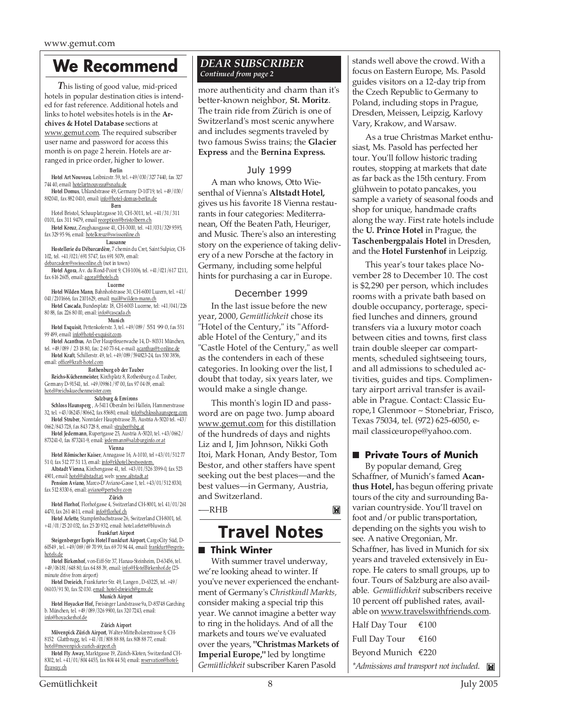## We Recommend

*T*his listing of good value, mid-priced hotels in popular destination cities is intended for fast reference. Additional hotels and links to hotel websites hotels is in the **Archives & Hotel Database** sections at www.gemut.com. The required subscriber user name and password for access this month is on page 2 herein. Hotels are arranged in price order, higher to lower.

**Berlin**

**Hotel Art Nouveau**, Leibnizstr. 59, tel. +49/030/327 7440, fax 327 744 40, email: hotelartnouveau@snafu.de

**Hotel Domus**, Uhlandstrasse 49, Germany D-10719, tel. +49/030/882041, fax 882 0410, email: info@hotel-domus-berlin.de

**Bern**

Hotel Bristol, Schauplatzgasse 10, CH-3011, tel. +41/31/311 0101, fax 311 9479, email reception@bristolbern.ch

**Hotel Kreuz**, Zeughausgasse 41, CH-3000, tel. +41/031/329 9595, fax 329 95 96, email: hotelkreuz@swissonline.ch

**Lausanne**

**Hostellerie du Débarcardère**, 7 chemin du Cret, Saint Sulpice, CH-102, tel. +41/021/691 5747, fax 691 5079, email: debarcadere@swissonline.ch (not in town)

**Hotel Agora**, Av. du Rond-Point 9, CH-1006, tel. +41/021/617 1211, fax 616 2605, email: agora@fhotels.ch

**Lucerne**

**Hotel Wilden Mann**, Bahnhofstrasse 30, CH-6000 Luzern, tel. +41/041/2101666, fax 2101629, email: mail@wilden-mann.ch

**Hotel Cascada**, Bundesplatz 18, CH-6003 Lucerne, tel: +41/041/226 80 88, fax 226 80 00, email: info@cascada.ch

**Munich**

**Hotel Exquisit**, Pettenkoferstr. 3, tel. +49/089/ 551 99 0, fax 551 99 499, email: info@hotel-exquisit.com.

**Hotel Acanthus**, An Der Hauptfeuerwache 14, D- 80331 München, tel. +49/089 / 23 18 80, fax: 2 60 73 64, e-mail: acanthus@t-online.de

**Hotel Kraft**, Schillerstr. 49, tel. +49/089/594823-24, fax 550 3856, email: office@kraft-hotel.com

**Rothenburg ob der Tauber**

**Reichs-Küchenmeister**, Kirchplatz 8, Rothenburg o.d. Tauber, Germany D-91541, tel. +49/09861/97 00, fax 97 04 09, email: hotel@reichskuechenmeister.com

**Salzburg & Environs**

**Schloss Haunsperg**, A-5411 Oberalm bei Hallein, Hammerstrasse 32, tel. +43/06245/80662, fax 85680, email: info@schlosshaunsperg.com

**Hotel Struber**, Nonntaler Hauptstrasse 35, Austria A-5020 tel. +43/0662/843 728, fax 843 728 8, email: struber@sbg.at

**Hotel Jedermann**, Rupertgasse 25, Austria A-5020, tel. +43/0662/873241-0, fax 873241-9, email: jedermann@salzburginfo.or.at

**Vienna**

**Hotel Römischer Kaiser**, Annagasse 16, A-1010, tel +43/01/512 77 51 0, fax 512 77 51 13, email: info@rkhotel.bestwestern.

**Altstadt Vienna**, Kirchengasse 41, tel. +43/01/526 3399-0, fax 523 4901, email: hotel@altstadt.at, web: www.altstadt.at

**Pension Aviano**, Marco-D'Aviano-Gasse 1, tel. +43/01/512 8330, fax 512 8330 6, email: aviano@pertschy.com

**Zürich**

**Hotel Florhof**, Florhofgasse 4, Switzerland CH-8001, tel. 41/01/261 4470, fax 261 4611, email: info@florhof.ch

**Hotel Arlette**, Stampfenbachstrasse 26, Switzerland CH-8001, tel. +41/01/25 20 032, fax 25 20 932, email: hotel.arlette@bluwin.ch

**Frankfurt Airport**

**Steigenberger Esprix Hotel Frankfurt Airport**, CargoCity Süd, D-60549, tel. +49/069/69 70 99, fax 69 70 94 44, email: frankfurt@esprix-hotels.de

**Hotel Birkenhof**, von-Eiff-Str 37, Hanau-Steinheim, D-63456, tel. +49/06181/648 80, fax 64 88 39, email: info@HotelBirkenhof.de (25-minute drive from airport)

**Hotel Dreieich**, Frankfurter Str. 49, Langen, D-63225, tel. +49/06103/91 50, fax 52 030. email: hotel-dreieich@gmx.de

**Munich Airport**

**Hotel Hoyacker Hof**, Freisinger Landstrasse 9a, D-85748 Garching b. München, tel. +49/089/326 9900, fax 320 7243, email: info@hoyackerhof.de

**Zürich Airport**

**Mövenpick Zürich Airport**, Walter-Mittelholzerstrasse 8, CH-8152 Glattbrugg, tel. +41/01/808 88 88, fax 808 88 77, email: hotel@movenpick-zurich-airport.ch

**Hotel Fly Away**, Marktgasse 19, Zürich-Kloten, Switzerland CH-8302, tel. +41/01/804 4455, fax 804 44 50, email: reservation@hotel-flyaway.ch

## *DEAR SUBSCRIBER*

*Continued from page 2*

more authenticity and charm than it's better-known neighbor, **St. Moritz**. The train ride from Zürich is one of Switzerland's most scenic anywhere and includes segments traveled by two famous Swiss trains; the **Glacier Express** and the **Bernina Express.**

### July 1999

A man who knows, Otto Wiesenthal of Vienna's **Altstadt Hotel,** gives us his favorite 18 Vienna restaurants in four categories: Mediterranean, Off the Beaten Path, Heuriger, and Music. There's also an interesting story on the experience of taking delivery of a new Porsche at the factory in Germany, including some helpful hints for purchasing a car in Europe.

### December 1999

In the last issue before the new year, 2000, *Gemütlichkeit* chose its "Hotel of the Century," its "Affordable Hotel of the Century," and its "Castle Hotel of the Century," as well as the contenders in each of these categories. In looking over the list, I doubt that today, six years later, we would make a single change.

This month's login ID and password are on page two. Jump aboard www.gemut.com for this distillation of the hundreds of days and nights Liz and I, Jim Johnson, Nikki Goth Itoi, Mark Honan, Andy Bestor, Tom Bestor, and other staffers have spent seeking out the best places—and the best values—in Germany, Austria, and Switzerland.

—RHB

## Travel Notes

### ■ Think Winter

With summer travel underway, we're looking ahead to winter. If you've never experienced the enchantment of Germany's *Christkindl Markts,* consider making a special trip this year. We cannot imagine a better way to ring in the holidays. And of all the markets and tours we've evaluated over the years, **"Christmas Markets of Imperial Europe,"** led by longtime *Gemütlichkeit* subscriber Karen Pasold stands well above the crowd. With a focus on Eastern Europe, Ms. Pasold guides visitors on a 12-day trip from the Czech Republic to Germany to Poland, including stops in Prague, Dresden, Meissen, Leipzig, Karlovy Vary, Krakow, and Warsaw.

As a true Christmas Market enthusiast, Ms. Pasold has perfected her tour. You'll follow historic trading routes, stopping at markets that date as far back as the 15th century. From glühwein to potato pancakes, you sample a variety of seasonal foods and shop for unique, handmade crafts along the way. First rate hotels include the **U. Prince Hotel** in Prague, the **Taschenbergpalais Hotel** in Dresden, and the **Hotel Furstenhof** in Leipzig.

This year's tour takes place November 28 to December 10. The cost is $2,290 per person, which includes rooms with a private bath based on double occupancy, porterage, specified lunches and dinners, ground transfers via a luxury motor coach between cities and towns, first class train double sleeper car compartments, scheduled sightseeing tours, and all admissions to scheduled activities, guides and tips. Complimentary airport arrival transfer is available in Prague. Contact: Classic Europe,1 Glenmoor ~ Stonebriar, Frisco, Texas 75034, tel. (972) 625-6050, e-mail classiceurope@yahoo.com.

### ■ Private Tours of Munich

By popular demand, Greg Schaffner, of Munich's famed **Acanthus Hotel,** has begun offering private tours of the city and surrounding Bavarian countryside. You'll travel on foot and/or public transportation, depending on the sights you wish to see. A native Oregonian, Mr. Schaffner, has lived in Munich for six years and traveled extensively in Europe. He caters to small groups, up to four. Tours of Salzburg are also available. *Gemütlichkeit* subscribers receive 10 percent off published rates, available on www.travelswithfriends.com.

| | |
|---|---|
| Half Day Tour | €100 |
| Full Day Tour | €160 |
| Beyond Munich | €220 |

*\*Admissions and transport not included.*